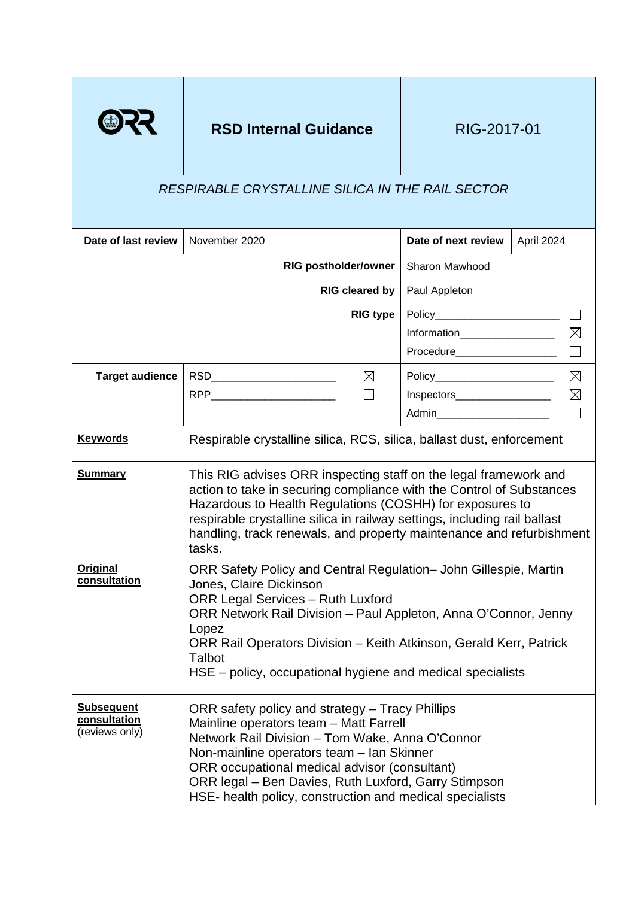| ORR | **RSD Internal Guidance** | RIG-2017-01 | |
|---|---|---|---|
| *RESPIRABLE CRYSTALLINE SILICA IN THE RAIL SECTOR* | | | |
| **Date of last review** | November 2020 | **Date of next review** | April 2024 |
| **RIG postholder/owner** | | Sharon Mawhood | |
| **RIG cleared by** | | Paul Appleton | |
| **RIG type** | | Policy ☐<br>Information ☒<br>Procedure ☐ | |
| **Target audience** | RSD ☒<br>RPP ☐ | Policy ☒<br>Inspectors ☒<br>Admin ☐ | |
| **Keywords** | Respirable crystalline silica, RCS, silica, ballast dust, enforcement | | |
| **Summary** | This RIG advises ORR inspecting staff on the legal framework and action to take in securing compliance with the Control of Substances Hazardous to Health Regulations (COSHH) for exposures to respirable crystalline silica in railway settings, including rail ballast handling, track renewals, and property maintenance and refurbishment tasks. | | |
| **Original consultation** | ORR Safety Policy and Central Regulation– John Gillespie, Martin Jones, Claire Dickinson<br>ORR Legal Services – Ruth Luxford<br>ORR Network Rail Division – Paul Appleton, Anna O'Connor, Jenny Lopez<br>ORR Rail Operators Division – Keith Atkinson, Gerald Kerr, Patrick Talbot<br>HSE – policy, occupational hygiene and medical specialists | | |
| **Subsequent consultation** (reviews only) | ORR safety policy and strategy – Tracy Phillips<br>Mainline operators team – Matt Farrell<br>Network Rail Division – Tom Wake, Anna O'Connor<br>Non-mainline operators team – Ian Skinner<br>ORR occupational medical advisor (consultant)<br>ORR legal – Ben Davies, Ruth Luxford, Garry Stimpson<br>HSE- health policy, construction and medical specialists | | |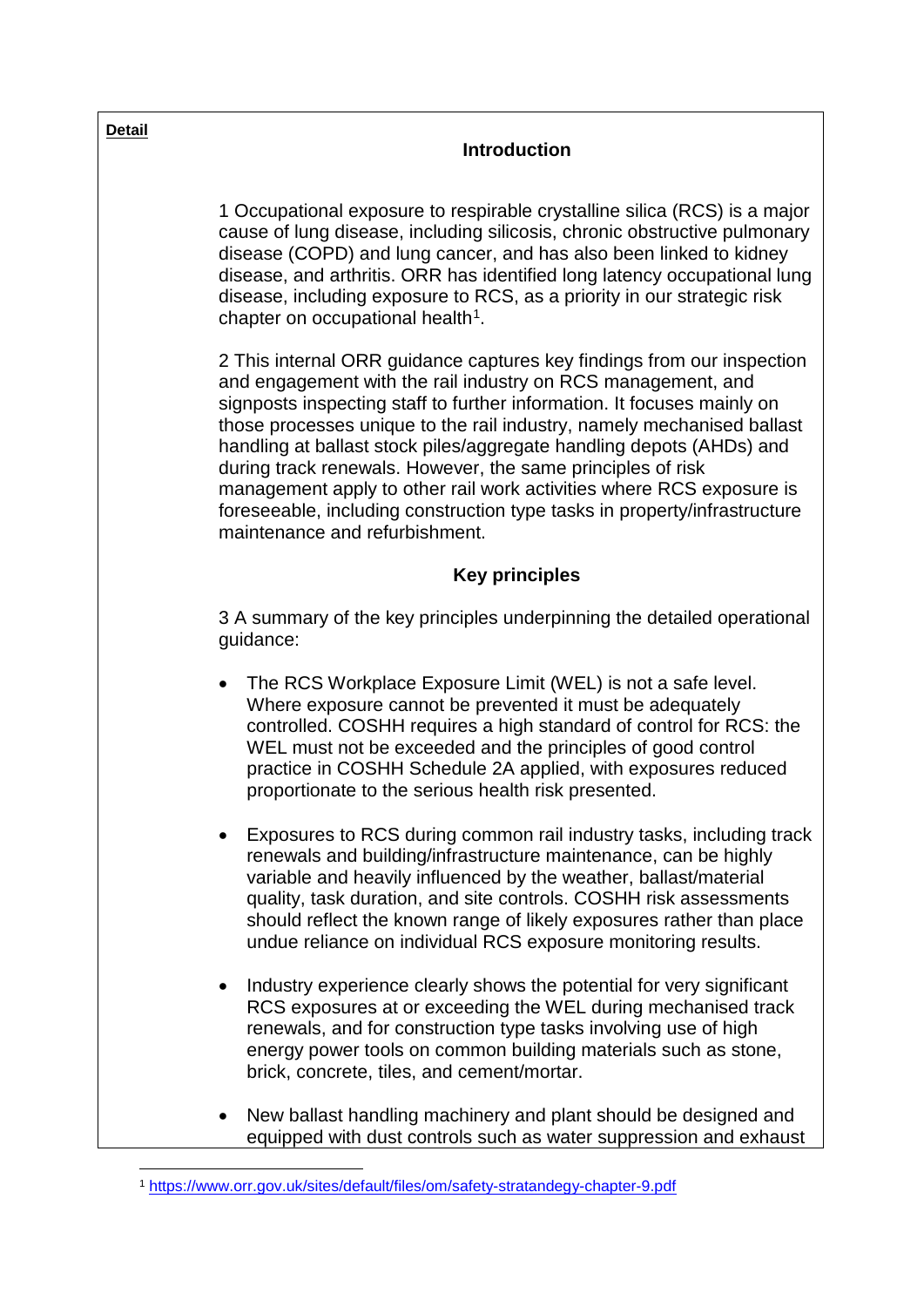**Detail**

## Introduction

1 Occupational exposure to respirable crystalline silica (RCS) is a major cause of lung disease, including silicosis, chronic obstructive pulmonary disease (COPD) and lung cancer, and has also been linked to kidney disease, and arthritis. ORR has identified long latency occupational lung disease, including exposure to RCS, as a priority in our strategic risk chapter on occupational health[1].

2 This internal ORR guidance captures key findings from our inspection and engagement with the rail industry on RCS management, and signposts inspecting staff to further information. It focuses mainly on those processes unique to the rail industry, namely mechanised ballast handling at ballast stock piles/aggregate handling depots (AHDs) and during track renewals. However, the same principles of risk management apply to other rail work activities where RCS exposure is foreseeable, including construction type tasks in property/infrastructure maintenance and refurbishment.

## Key principles

3 A summary of the key principles underpinning the detailed operational guidance:

- The RCS Workplace Exposure Limit (WEL) is not a safe level. Where exposure cannot be prevented it must be adequately controlled. COSHH requires a high standard of control for RCS: the WEL must not be exceeded and the principles of good control practice in COSHH Schedule 2A applied, with exposures reduced proportionate to the serious health risk presented.
- Exposures to RCS during common rail industry tasks, including track renewals and building/infrastructure maintenance, can be highly variable and heavily influenced by the weather, ballast/material quality, task duration, and site controls. COSHH risk assessments should reflect the known range of likely exposures rather than place undue reliance on individual RCS exposure monitoring results.
- Industry experience clearly shows the potential for very significant RCS exposures at or exceeding the WEL during mechanised track renewals, and for construction type tasks involving use of high energy power tools on common building materials such as stone, brick, concrete, tiles, and cement/mortar.
- New ballast handling machinery and plant should be designed and equipped with dust controls such as water suppression and exhaust

[1] https://www.orr.gov.uk/sites/default/files/om/safety-stratandegy-chapter-9.pdf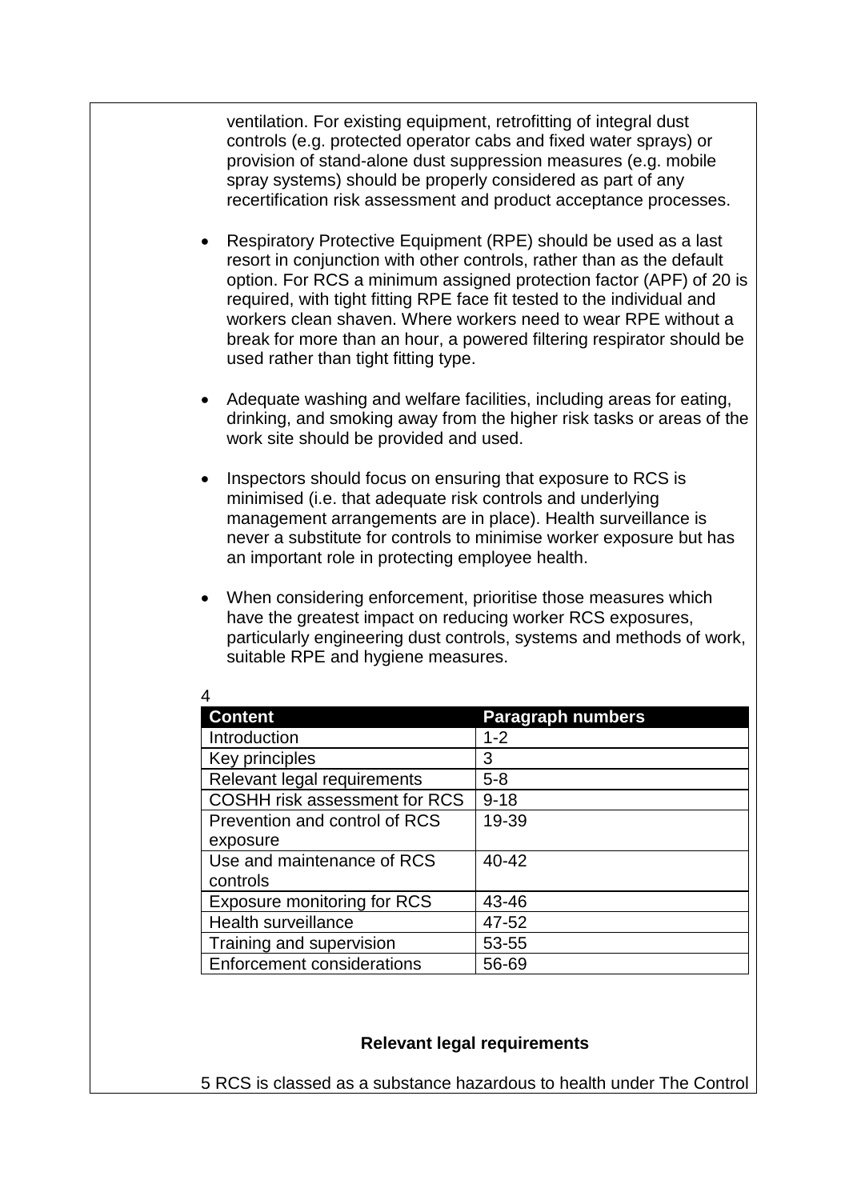ventilation. For existing equipment, retrofitting of integral dust controls (e.g. protected operator cabs and fixed water sprays) or provision of stand-alone dust suppression measures (e.g. mobile spray systems) should be properly considered as part of any recertification risk assessment and product acceptance processes.

- Respiratory Protective Equipment (RPE) should be used as a last resort in conjunction with other controls, rather than as the default option. For RCS a minimum assigned protection factor (APF) of 20 is required, with tight fitting RPE face fit tested to the individual and workers clean shaven. Where workers need to wear RPE without a break for more than an hour, a powered filtering respirator should be used rather than tight fitting type.

- Adequate washing and welfare facilities, including areas for eating, drinking, and smoking away from the higher risk tasks or areas of the work site should be provided and used.

- Inspectors should focus on ensuring that exposure to RCS is minimised (i.e. that adequate risk controls and underlying management arrangements are in place). Health surveillance is never a substitute for controls to minimise worker exposure but has an important role in protecting employee health.

- When considering enforcement, prioritise those measures which have the greatest impact on reducing worker RCS exposures, particularly engineering dust controls, systems and methods of work, suitable RPE and hygiene measures.

4

| Content | Paragraph numbers |
|---|---|
| Introduction | 1-2 |
| Key principles | 3 |
| Relevant legal requirements | 5-8 |
| COSHH risk assessment for RCS | 9-18 |
| Prevention and control of RCS exposure | 19-39 |
| Use and maintenance of RCS controls | 40-42 |
| Exposure monitoring for RCS | 43-46 |
| Health surveillance | 47-52 |
| Training and supervision | 53-55 |
| Enforcement considerations | 56-69 |

## Relevant legal requirements

5 RCS is classed as a substance hazardous to health under The Control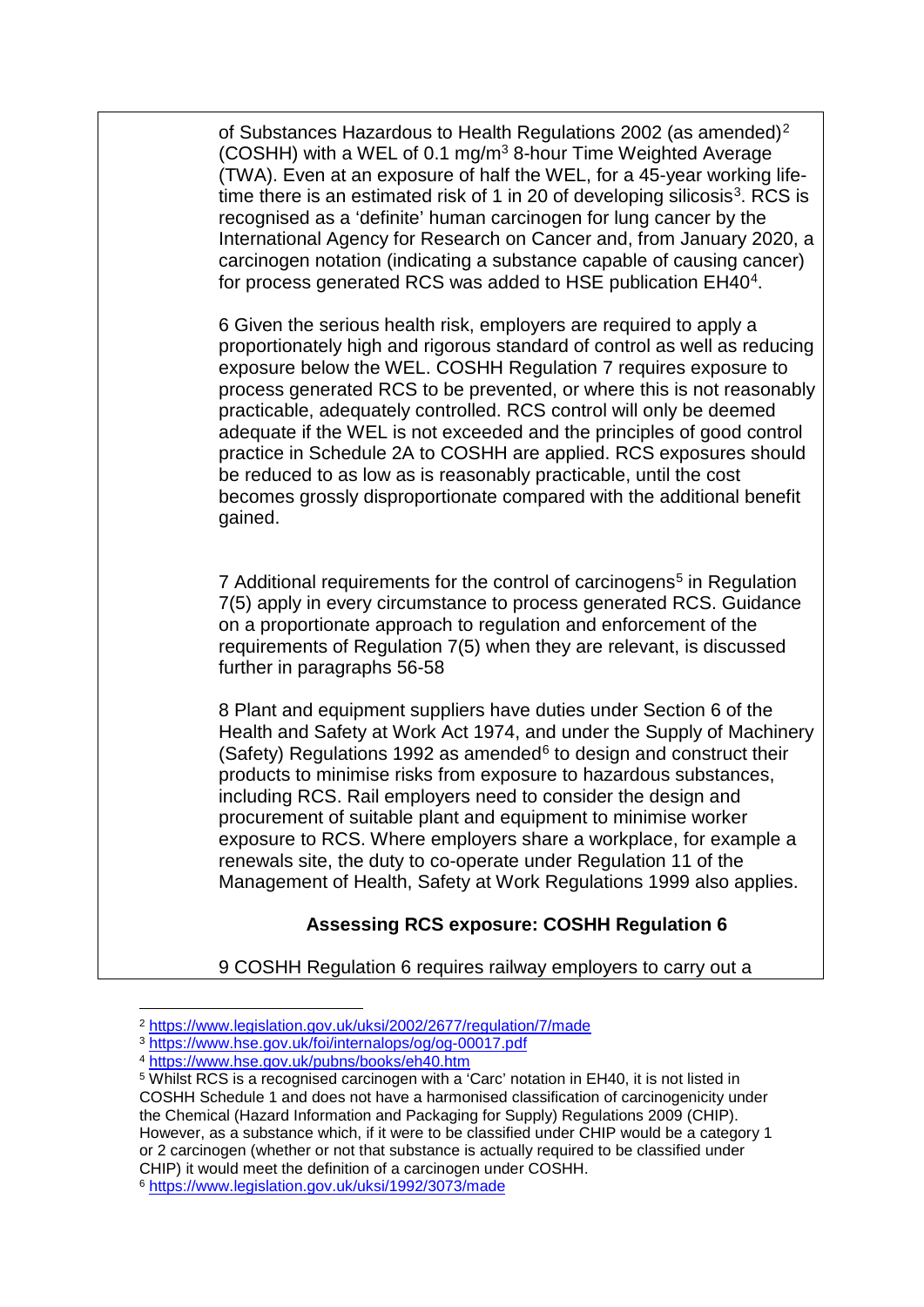of Substances Hazardous to Health Regulations 2002 (as amended)[2] (COSHH) with a WEL of 0.1 $mg/m^3$ 8-hour Time Weighted Average (TWA). Even at an exposure of half the WEL, for a 45-year working life-time there is an estimated risk of 1 in 20 of developing silicosis[3]. RCS is recognised as a 'definite' human carcinogen for lung cancer by the International Agency for Research on Cancer and, from January 2020, a carcinogen notation (indicating a substance capable of causing cancer) for process generated RCS was added to HSE publication EH40[4].

6 Given the serious health risk, employers are required to apply a proportionately high and rigorous standard of control as well as reducing exposure below the WEL. COSHH Regulation 7 requires exposure to process generated RCS to be prevented, or where this is not reasonably practicable, adequately controlled. RCS control will only be deemed adequate if the WEL is not exceeded and the principles of good control practice in Schedule 2A to COSHH are applied. RCS exposures should be reduced to as low as is reasonably practicable, until the cost becomes grossly disproportionate compared with the additional benefit gained.

7 Additional requirements for the control of carcinogens[5] in Regulation 7(5) apply in every circumstance to process generated RCS. Guidance on a proportionate approach to regulation and enforcement of the requirements of Regulation 7(5) when they are relevant, is discussed further in paragraphs 56-58

8 Plant and equipment suppliers have duties under Section 6 of the Health and Safety at Work Act 1974, and under the Supply of Machinery (Safety) Regulations 1992 as amended[6] to design and construct their products to minimise risks from exposure to hazardous substances, including RCS. Rail employers need to consider the design and procurement of suitable plant and equipment to minimise worker exposure to RCS. Where employers share a workplace, for example a renewals site, the duty to co-operate under Regulation 11 of the Management of Health, Safety at Work Regulations 1999 also applies.

**Assessing RCS exposure: COSHH Regulation 6**

9 COSHH Regulation 6 requires railway employers to carry out a

---

[2] https://www.legislation.gov.uk/uksi/2002/2677/regulation/7/made

[3] https://www.hse.gov.uk/foi/internalops/og/og-00017.pdf

[4] https://www.hse.gov.uk/pubns/books/eh40.htm

[5] Whilst RCS is a recognised carcinogen with a 'Carc' notation in EH40, it is not listed in COSHH Schedule 1 and does not have a harmonised classification of carcinogenicity under the Chemical (Hazard Information and Packaging for Supply) Regulations 2009 (CHIP). However, as a substance which, if it were to be classified under CHIP would be a category 1 or 2 carcinogen (whether or not that substance is actually required to be classified under CHIP) it would meet the definition of a carcinogen under COSHH.

[6] https://www.legislation.gov.uk/uksi/1992/3073/made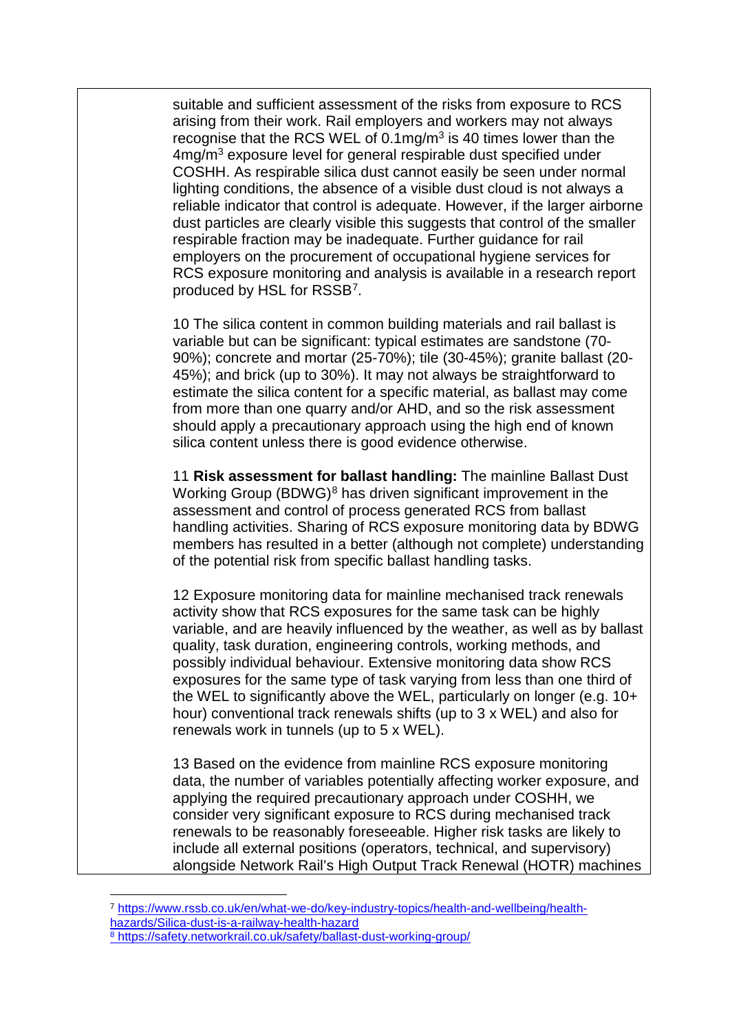suitable and sufficient assessment of the risks from exposure to RCS arising from their work. Rail employers and workers may not always recognise that the RCS WEL of 0.1mg/m$^3$ is 40 times lower than the 4mg/m$^3$ exposure level for general respirable dust specified under COSHH. As respirable silica dust cannot easily be seen under normal lighting conditions, the absence of a visible dust cloud is not always a reliable indicator that control is adequate. However, if the larger airborne dust particles are clearly visible this suggests that control of the smaller respirable fraction may be inadequate. Further guidance for rail employers on the procurement of occupational hygiene services for RCS exposure monitoring and analysis is available in a research report produced by HSL for RSSB[7].

10 The silica content in common building materials and rail ballast is variable but can be significant: typical estimates are sandstone (70-90%); concrete and mortar (25-70%); tile (30-45%); granite ballast (20-45%); and brick (up to 30%). It may not always be straightforward to estimate the silica content for a specific material, as ballast may come from more than one quarry and/or AHD, and so the risk assessment should apply a precautionary approach using the high end of known silica content unless there is good evidence otherwise.

11 **Risk assessment for ballast handling:** The mainline Ballast Dust Working Group (BDWG)[8] has driven significant improvement in the assessment and control of process generated RCS from ballast handling activities. Sharing of RCS exposure monitoring data by BDWG members has resulted in a better (although not complete) understanding of the potential risk from specific ballast handling tasks.

12 Exposure monitoring data for mainline mechanised track renewals activity show that RCS exposures for the same task can be highly variable, and are heavily influenced by the weather, as well as by ballast quality, task duration, engineering controls, working methods, and possibly individual behaviour. Extensive monitoring data show RCS exposures for the same type of task varying from less than one third of the WEL to significantly above the WEL, particularly on longer (e.g. 10+ hour) conventional track renewals shifts (up to 3 x WEL) and also for renewals work in tunnels (up to 5 x WEL).

13 Based on the evidence from mainline RCS exposure monitoring data, the number of variables potentially affecting worker exposure, and applying the required precautionary approach under COSHH, we consider very significant exposure to RCS during mechanised track renewals to be reasonably foreseeable. Higher risk tasks are likely to include all external positions (operators, technical, and supervisory) alongside Network Rail's High Output Track Renewal (HOTR) machines

[7] https://www.rssb.co.uk/en/what-we-do/key-industry-topics/health-and-wellbeing/health-hazards/Silica-dust-is-a-railway-health-hazard

[8] https://safety.networkrail.co.uk/safety/ballast-dust-working-group/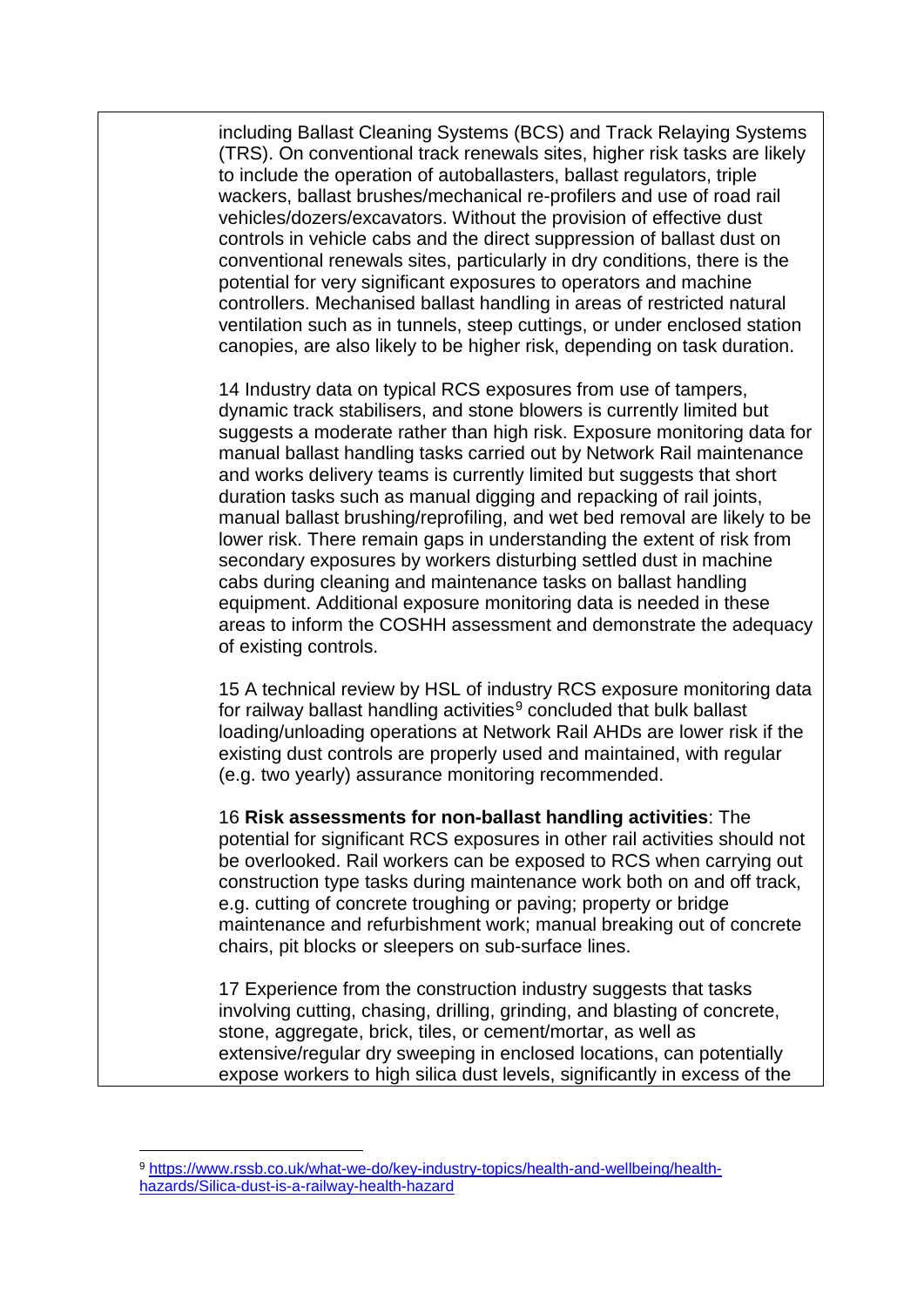including Ballast Cleaning Systems (BCS) and Track Relaying Systems (TRS). On conventional track renewals sites, higher risk tasks are likely to include the operation of autoballasters, ballast regulators, triple wackers, ballast brushes/mechanical re-profilers and use of road rail vehicles/dozers/excavators. Without the provision of effective dust controls in vehicle cabs and the direct suppression of ballast dust on conventional renewals sites, particularly in dry conditions, there is the potential for very significant exposures to operators and machine controllers. Mechanised ballast handling in areas of restricted natural ventilation such as in tunnels, steep cuttings, or under enclosed station canopies, are also likely to be higher risk, depending on task duration.

14 Industry data on typical RCS exposures from use of tampers, dynamic track stabilisers, and stone blowers is currently limited but suggests a moderate rather than high risk. Exposure monitoring data for manual ballast handling tasks carried out by Network Rail maintenance and works delivery teams is currently limited but suggests that short duration tasks such as manual digging and repacking of rail joints, manual ballast brushing/reprofiling, and wet bed removal are likely to be lower risk. There remain gaps in understanding the extent of risk from secondary exposures by workers disturbing settled dust in machine cabs during cleaning and maintenance tasks on ballast handling equipment. Additional exposure monitoring data is needed in these areas to inform the COSHH assessment and demonstrate the adequacy of existing controls.

15 A technical review by HSL of industry RCS exposure monitoring data for railway ballast handling activities[9] concluded that bulk ballast loading/unloading operations at Network Rail AHDs are lower risk if the existing dust controls are properly used and maintained, with regular (e.g. two yearly) assurance monitoring recommended.

16 **Risk assessments for non-ballast handling activities**: The potential for significant RCS exposures in other rail activities should not be overlooked. Rail workers can be exposed to RCS when carrying out construction type tasks during maintenance work both on and off track, e.g. cutting of concrete troughing or paving; property or bridge maintenance and refurbishment work; manual breaking out of concrete chairs, pit blocks or sleepers on sub-surface lines.

17 Experience from the construction industry suggests that tasks involving cutting, chasing, drilling, grinding, and blasting of concrete, stone, aggregate, brick, tiles, or cement/mortar, as well as extensive/regular dry sweeping in enclosed locations, can potentially expose workers to high silica dust levels, significantly in excess of the

---

[9] https://www.rssb.co.uk/what-we-do/key-industry-topics/health-and-wellbeing/health-hazards/Silica-dust-is-a-railway-health-hazard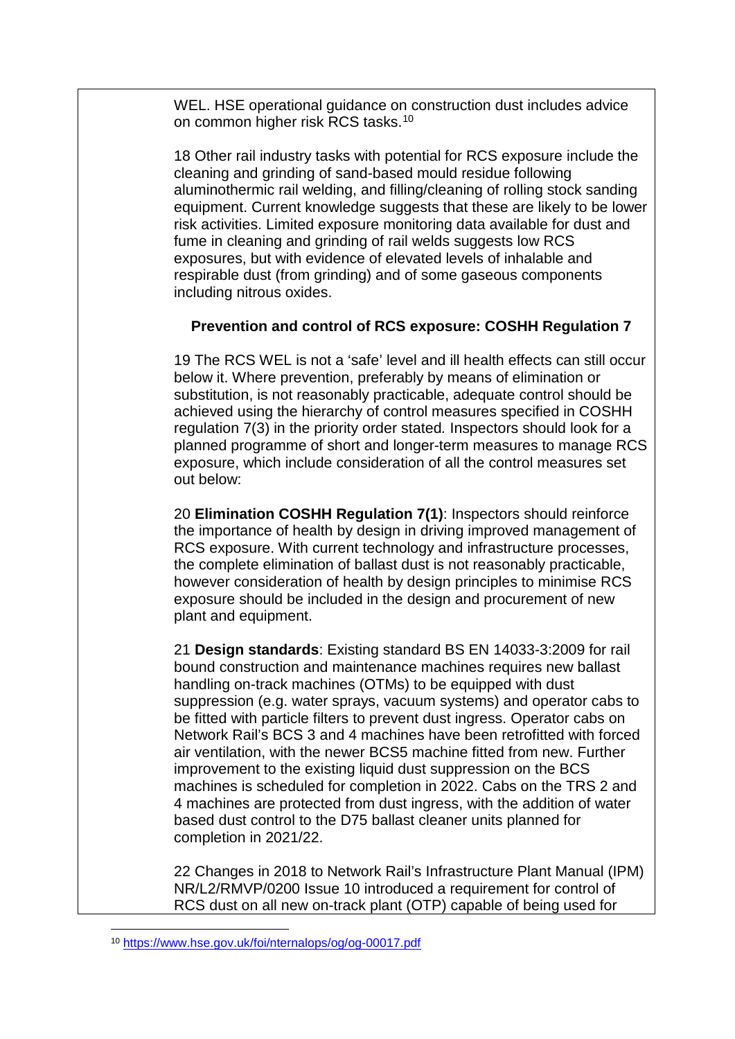WEL. HSE operational guidance on construction dust includes advice on common higher risk RCS tasks.[10]

18 Other rail industry tasks with potential for RCS exposure include the cleaning and grinding of sand-based mould residue following aluminothermic rail welding, and filling/cleaning of rolling stock sanding equipment. Current knowledge suggests that these are likely to be lower risk activities. Limited exposure monitoring data available for dust and fume in cleaning and grinding of rail welds suggests low RCS exposures, but with evidence of elevated levels of inhalable and respirable dust (from grinding) and of some gaseous components including nitrous oxides.

**Prevention and control of RCS exposure: COSHH Regulation 7**

19 The RCS WEL is not a 'safe' level and ill health effects can still occur below it. Where prevention, preferably by means of elimination or substitution, is not reasonably practicable, adequate control should be achieved using the hierarchy of control measures specified in COSHH regulation 7(3) in the priority order stated*.* Inspectors should look for a planned programme of short and longer-term measures to manage RCS exposure, which include consideration of all the control measures set out below:

20 **Elimination COSHH Regulation 7(1)**: Inspectors should reinforce the importance of health by design in driving improved management of RCS exposure. With current technology and infrastructure processes, the complete elimination of ballast dust is not reasonably practicable, however consideration of health by design principles to minimise RCS exposure should be included in the design and procurement of new plant and equipment.

21 **Design standards**: Existing standard BS EN 14033-3:2009 for rail bound construction and maintenance machines requires new ballast handling on-track machines (OTMs) to be equipped with dust suppression (e.g. water sprays, vacuum systems) and operator cabs to be fitted with particle filters to prevent dust ingress. Operator cabs on Network Rail's BCS 3 and 4 machines have been retrofitted with forced air ventilation, with the newer BCS5 machine fitted from new. Further improvement to the existing liquid dust suppression on the BCS machines is scheduled for completion in 2022. Cabs on the TRS 2 and 4 machines are protected from dust ingress, with the addition of water based dust control to the D75 ballast cleaner units planned for completion in 2021/22.

22 Changes in 2018 to Network Rail's Infrastructure Plant Manual (IPM) NR/L2/RMVP/0200 Issue 10 introduced a requirement for control of RCS dust on all new on-track plant (OTP) capable of being used for

---

[10] https://www.hse.gov.uk/foi/nternalops/og/og-00017.pdf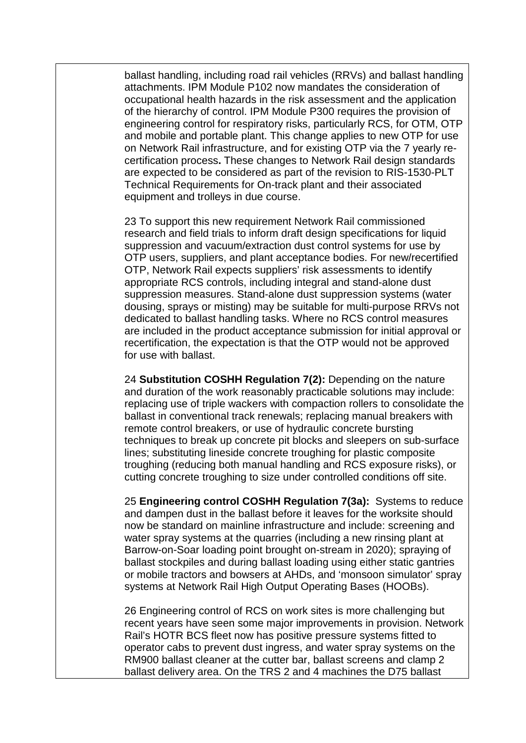ballast handling, including road rail vehicles (RRVs) and ballast handling attachments. IPM Module P102 now mandates the consideration of occupational health hazards in the risk assessment and the application of the hierarchy of control. IPM Module P300 requires the provision of engineering control for respiratory risks, particularly RCS, for OTM, OTP and mobile and portable plant. This change applies to new OTP for use on Network Rail infrastructure, and for existing OTP via the 7 yearly re-certification process**.** These changes to Network Rail design standards are expected to be considered as part of the revision to RIS-1530-PLT Technical Requirements for On-track plant and their associated equipment and trolleys in due course.

23 To support this new requirement Network Rail commissioned research and field trials to inform draft design specifications for liquid suppression and vacuum/extraction dust control systems for use by OTP users, suppliers, and plant acceptance bodies. For new/recertified OTP, Network Rail expects suppliers' risk assessments to identify appropriate RCS controls, including integral and stand-alone dust suppression measures. Stand-alone dust suppression systems (water dousing, sprays or misting) may be suitable for multi-purpose RRVs not dedicated to ballast handling tasks. Where no RCS control measures are included in the product acceptance submission for initial approval or recertification, the expectation is that the OTP would not be approved for use with ballast.

24 **Substitution COSHH Regulation 7(2):** Depending on the nature and duration of the work reasonably practicable solutions may include: replacing use of triple wackers with compaction rollers to consolidate the ballast in conventional track renewals; replacing manual breakers with remote control breakers, or use of hydraulic concrete bursting techniques to break up concrete pit blocks and sleepers on sub-surface lines; substituting lineside concrete troughing for plastic composite troughing (reducing both manual handling and RCS exposure risks), or cutting concrete troughing to size under controlled conditions off site.

25 **Engineering control COSHH Regulation 7(3a):** Systems to reduce and dampen dust in the ballast before it leaves for the worksite should now be standard on mainline infrastructure and include: screening and water spray systems at the quarries (including a new rinsing plant at Barrow-on-Soar loading point brought on-stream in 2020); spraying of ballast stockpiles and during ballast loading using either static gantries or mobile tractors and bowsers at AHDs, and 'monsoon simulator' spray systems at Network Rail High Output Operating Bases (HOOBs).

26 Engineering control of RCS on work sites is more challenging but recent years have seen some major improvements in provision. Network Rail's HOTR BCS fleet now has positive pressure systems fitted to operator cabs to prevent dust ingress, and water spray systems on the RM900 ballast cleaner at the cutter bar, ballast screens and clamp 2 ballast delivery area. On the TRS 2 and 4 machines the D75 ballast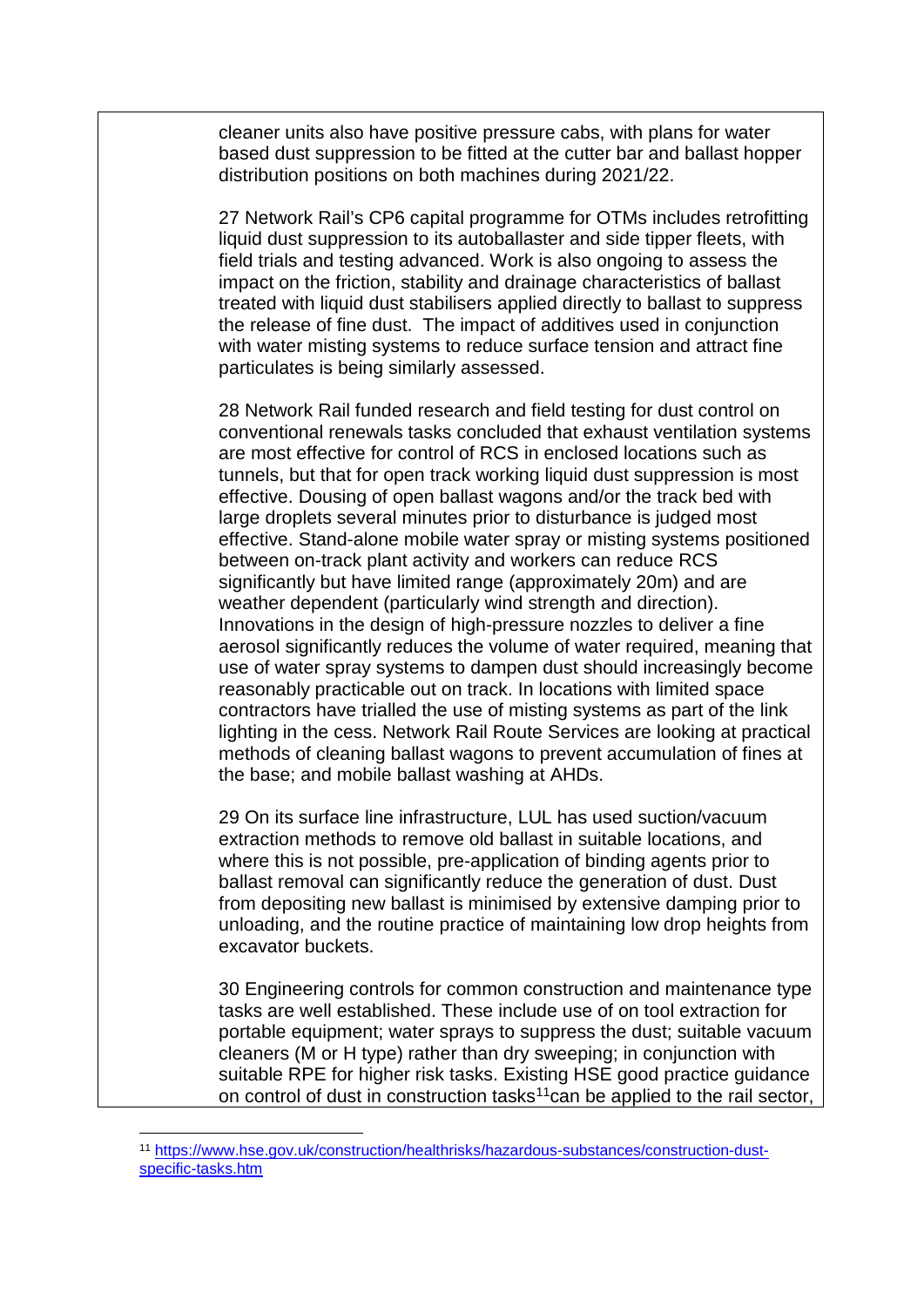cleaner units also have positive pressure cabs, with plans for water based dust suppression to be fitted at the cutter bar and ballast hopper distribution positions on both machines during 2021/22.

27 Network Rail's CP6 capital programme for OTMs includes retrofitting liquid dust suppression to its autoballaster and side tipper fleets, with field trials and testing advanced. Work is also ongoing to assess the impact on the friction, stability and drainage characteristics of ballast treated with liquid dust stabilisers applied directly to ballast to suppress the release of fine dust. The impact of additives used in conjunction with water misting systems to reduce surface tension and attract fine particulates is being similarly assessed.

28 Network Rail funded research and field testing for dust control on conventional renewals tasks concluded that exhaust ventilation systems are most effective for control of RCS in enclosed locations such as tunnels, but that for open track working liquid dust suppression is most effective. Dousing of open ballast wagons and/or the track bed with large droplets several minutes prior to disturbance is judged most effective. Stand-alone mobile water spray or misting systems positioned between on-track plant activity and workers can reduce RCS significantly but have limited range (approximately 20m) and are weather dependent (particularly wind strength and direction). Innovations in the design of high-pressure nozzles to deliver a fine aerosol significantly reduces the volume of water required, meaning that use of water spray systems to dampen dust should increasingly become reasonably practicable out on track. In locations with limited space contractors have trialled the use of misting systems as part of the link lighting in the cess. Network Rail Route Services are looking at practical methods of cleaning ballast wagons to prevent accumulation of fines at the base; and mobile ballast washing at AHDs.

29 On its surface line infrastructure, LUL has used suction/vacuum extraction methods to remove old ballast in suitable locations, and where this is not possible, pre-application of binding agents prior to ballast removal can significantly reduce the generation of dust. Dust from depositing new ballast is minimised by extensive damping prior to unloading, and the routine practice of maintaining low drop heights from excavator buckets.

30 Engineering controls for common construction and maintenance type tasks are well established. These include use of on tool extraction for portable equipment; water sprays to suppress the dust; suitable vacuum cleaners (M or H type) rather than dry sweeping; in conjunction with suitable RPE for higher risk tasks. Existing HSE good practice guidance on control of dust in construction tasks[11]can be applied to the rail sector,

---

[11] https://www.hse.gov.uk/construction/healthrisks/hazardous-substances/construction-dust-specific-tasks.htm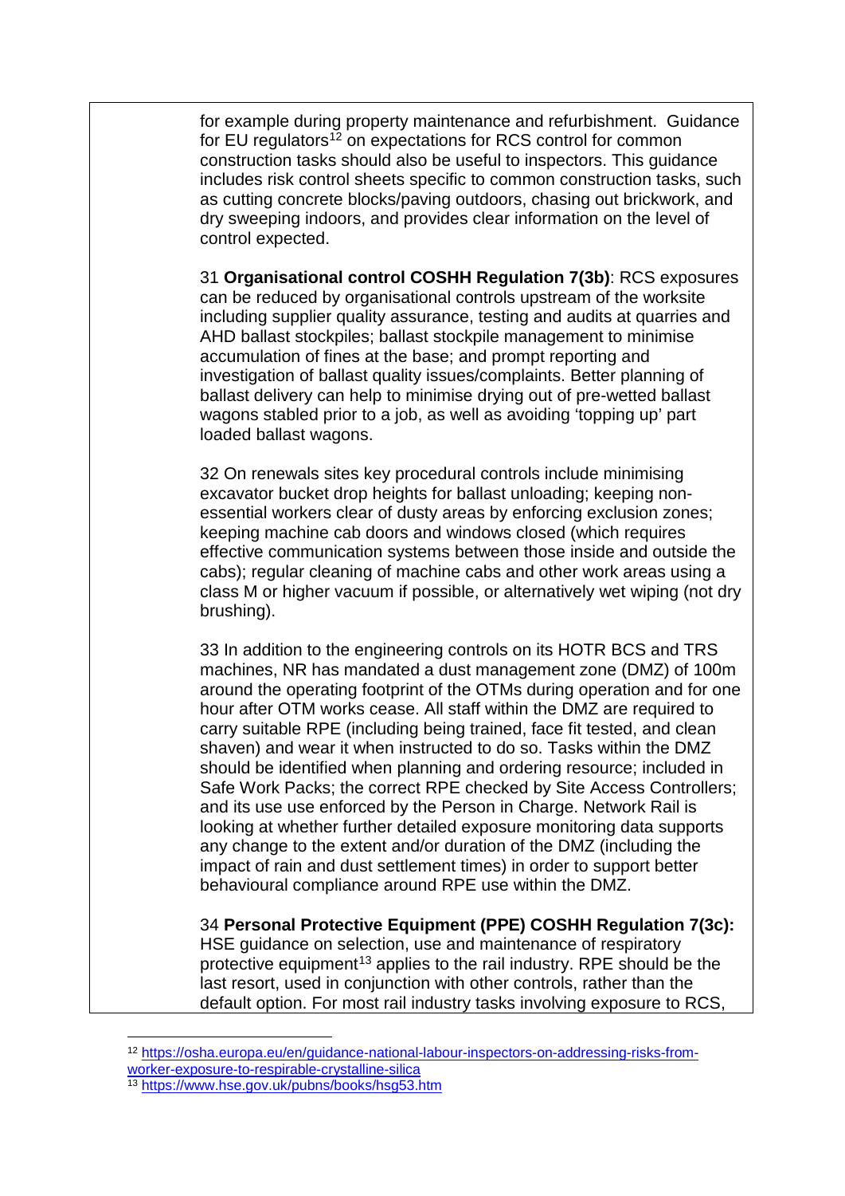for example during property maintenance and refurbishment. Guidance for EU regulators[12] on expectations for RCS control for common construction tasks should also be useful to inspectors. This guidance includes risk control sheets specific to common construction tasks, such as cutting concrete blocks/paving outdoors, chasing out brickwork, and dry sweeping indoors, and provides clear information on the level of control expected.

31 **Organisational control COSHH Regulation 7(3b)**: RCS exposures can be reduced by organisational controls upstream of the worksite including supplier quality assurance, testing and audits at quarries and AHD ballast stockpiles; ballast stockpile management to minimise accumulation of fines at the base; and prompt reporting and investigation of ballast quality issues/complaints. Better planning of ballast delivery can help to minimise drying out of pre-wetted ballast wagons stabled prior to a job, as well as avoiding 'topping up' part loaded ballast wagons.

32 On renewals sites key procedural controls include minimising excavator bucket drop heights for ballast unloading; keeping non-essential workers clear of dusty areas by enforcing exclusion zones; keeping machine cab doors and windows closed (which requires effective communication systems between those inside and outside the cabs); regular cleaning of machine cabs and other work areas using a class M or higher vacuum if possible, or alternatively wet wiping (not dry brushing).

33 In addition to the engineering controls on its HOTR BCS and TRS machines, NR has mandated a dust management zone (DMZ) of 100m around the operating footprint of the OTMs during operation and for one hour after OTM works cease. All staff within the DMZ are required to carry suitable RPE (including being trained, face fit tested, and clean shaven) and wear it when instructed to do so. Tasks within the DMZ should be identified when planning and ordering resource; included in Safe Work Packs; the correct RPE checked by Site Access Controllers; and its use use enforced by the Person in Charge. Network Rail is looking at whether further detailed exposure monitoring data supports any change to the extent and/or duration of the DMZ (including the impact of rain and dust settlement times) in order to support better behavioural compliance around RPE use within the DMZ.

34 **Personal Protective Equipment (PPE) COSHH Regulation 7(3c):** HSE guidance on selection, use and maintenance of respiratory protective equipment[13] applies to the rail industry. RPE should be the last resort, used in conjunction with other controls, rather than the default option. For most rail industry tasks involving exposure to RCS,

---

[12] https://osha.europa.eu/en/guidance-national-labour-inspectors-on-addressing-risks-from-worker-exposure-to-respirable-crystalline-silica

[13] https://www.hse.gov.uk/pubns/books/hsg53.htm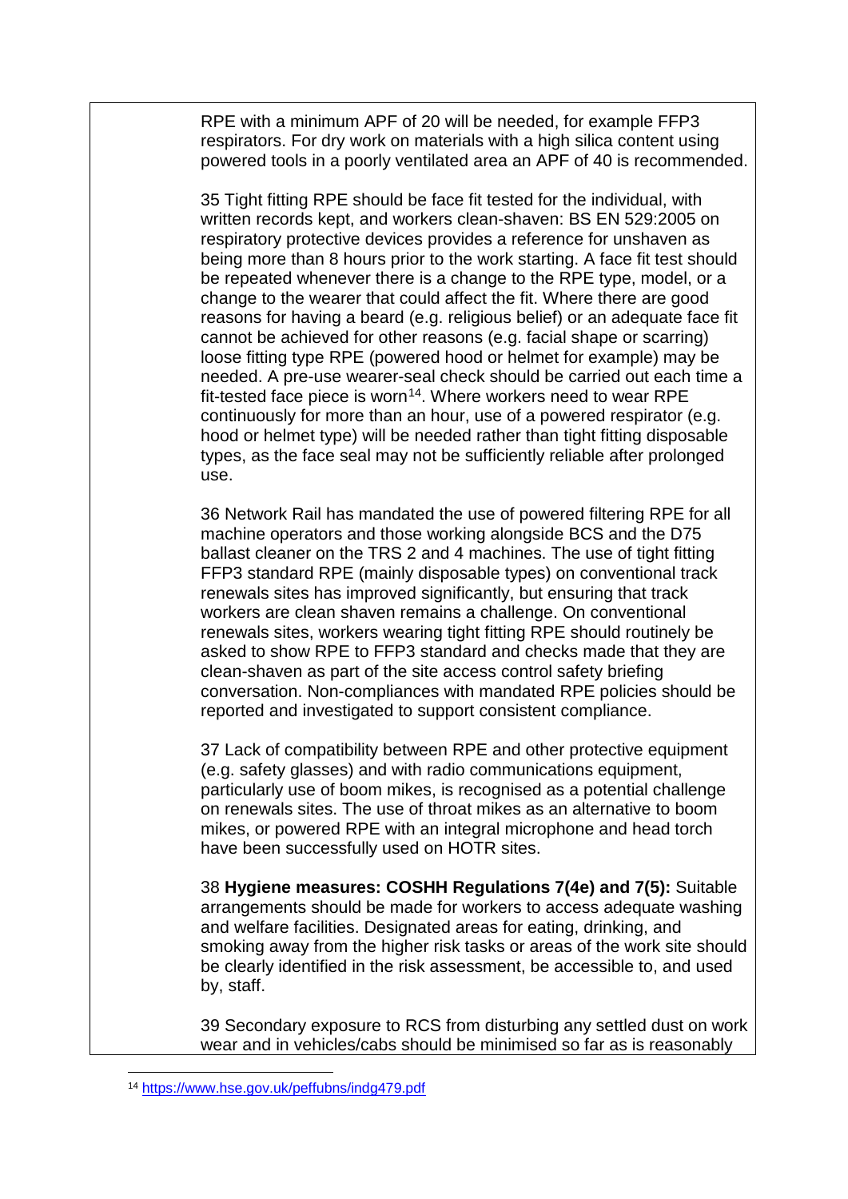RPE with a minimum APF of 20 will be needed, for example FFP3 respirators. For dry work on materials with a high silica content using powered tools in a poorly ventilated area an APF of 40 is recommended.

35 Tight fitting RPE should be face fit tested for the individual, with written records kept, and workers clean-shaven: BS EN 529:2005 on respiratory protective devices provides a reference for unshaven as being more than 8 hours prior to the work starting. A face fit test should be repeated whenever there is a change to the RPE type, model, or a change to the wearer that could affect the fit. Where there are good reasons for having a beard (e.g. religious belief) or an adequate face fit cannot be achieved for other reasons (e.g. facial shape or scarring) loose fitting type RPE (powered hood or helmet for example) may be needed. A pre-use wearer-seal check should be carried out each time a fit-tested face piece is worn[14]. Where workers need to wear RPE continuously for more than an hour, use of a powered respirator (e.g. hood or helmet type) will be needed rather than tight fitting disposable types, as the face seal may not be sufficiently reliable after prolonged use.

36 Network Rail has mandated the use of powered filtering RPE for all machine operators and those working alongside BCS and the D75 ballast cleaner on the TRS 2 and 4 machines. The use of tight fitting FFP3 standard RPE (mainly disposable types) on conventional track renewals sites has improved significantly, but ensuring that track workers are clean shaven remains a challenge. On conventional renewals sites, workers wearing tight fitting RPE should routinely be asked to show RPE to FFP3 standard and checks made that they are clean-shaven as part of the site access control safety briefing conversation. Non-compliances with mandated RPE policies should be reported and investigated to support consistent compliance.

37 Lack of compatibility between RPE and other protective equipment (e.g. safety glasses) and with radio communications equipment, particularly use of boom mikes, is recognised as a potential challenge on renewals sites. The use of throat mikes as an alternative to boom mikes, or powered RPE with an integral microphone and head torch have been successfully used on HOTR sites.

38 **Hygiene measures: COSHH Regulations 7(4e) and 7(5):** Suitable arrangements should be made for workers to access adequate washing and welfare facilities. Designated areas for eating, drinking, and smoking away from the higher risk tasks or areas of the work site should be clearly identified in the risk assessment, be accessible to, and used by, staff.

39 Secondary exposure to RCS from disturbing any settled dust on work wear and in vehicles/cabs should be minimised so far as is reasonably

[14] https://www.hse.gov.uk/pubns/indg479.pdf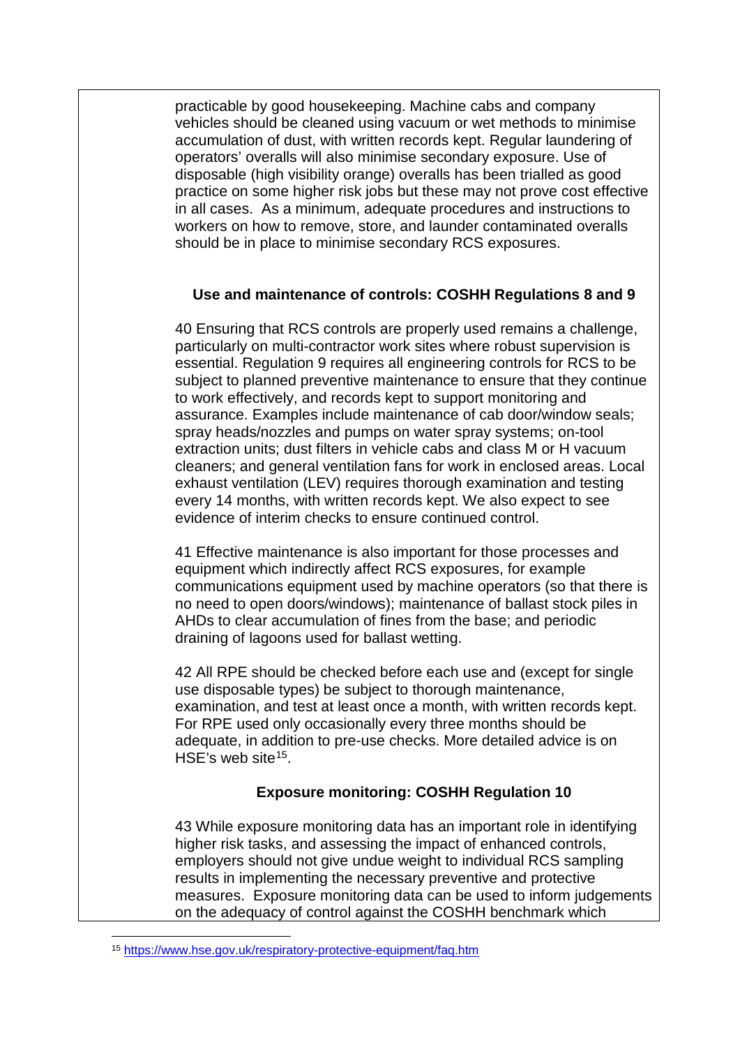practicable by good housekeeping. Machine cabs and company vehicles should be cleaned using vacuum or wet methods to minimise accumulation of dust, with written records kept. Regular laundering of operators' overalls will also minimise secondary exposure. Use of disposable (high visibility orange) overalls has been trialled as good practice on some higher risk jobs but these may not prove cost effective in all cases. As a minimum, adequate procedures and instructions to workers on how to remove, store, and launder contaminated overalls should be in place to minimise secondary RCS exposures.

**Use and maintenance of controls: COSHH Regulations 8 and 9**

40 Ensuring that RCS controls are properly used remains a challenge, particularly on multi-contractor work sites where robust supervision is essential. Regulation 9 requires all engineering controls for RCS to be subject to planned preventive maintenance to ensure that they continue to work effectively, and records kept to support monitoring and assurance. Examples include maintenance of cab door/window seals; spray heads/nozzles and pumps on water spray systems; on-tool extraction units; dust filters in vehicle cabs and class M or H vacuum cleaners; and general ventilation fans for work in enclosed areas. Local exhaust ventilation (LEV) requires thorough examination and testing every 14 months, with written records kept. We also expect to see evidence of interim checks to ensure continued control.

41 Effective maintenance is also important for those processes and equipment which indirectly affect RCS exposures, for example communications equipment used by machine operators (so that there is no need to open doors/windows); maintenance of ballast stock piles in AHDs to clear accumulation of fines from the base; and periodic draining of lagoons used for ballast wetting.

42 All RPE should be checked before each use and (except for single use disposable types) be subject to thorough maintenance, examination, and test at least once a month, with written records kept. For RPE used only occasionally every three months should be adequate, in addition to pre-use checks. More detailed advice is on HSE's web site[15].

**Exposure monitoring: COSHH Regulation 10**

43 While exposure monitoring data has an important role in identifying higher risk tasks, and assessing the impact of enhanced controls, employers should not give undue weight to individual RCS sampling results in implementing the necessary preventive and protective measures. Exposure monitoring data can be used to inform judgements on the adequacy of control against the COSHH benchmark which

[15] https://www.hse.gov.uk/respiratory-protective-equipment/faq.htm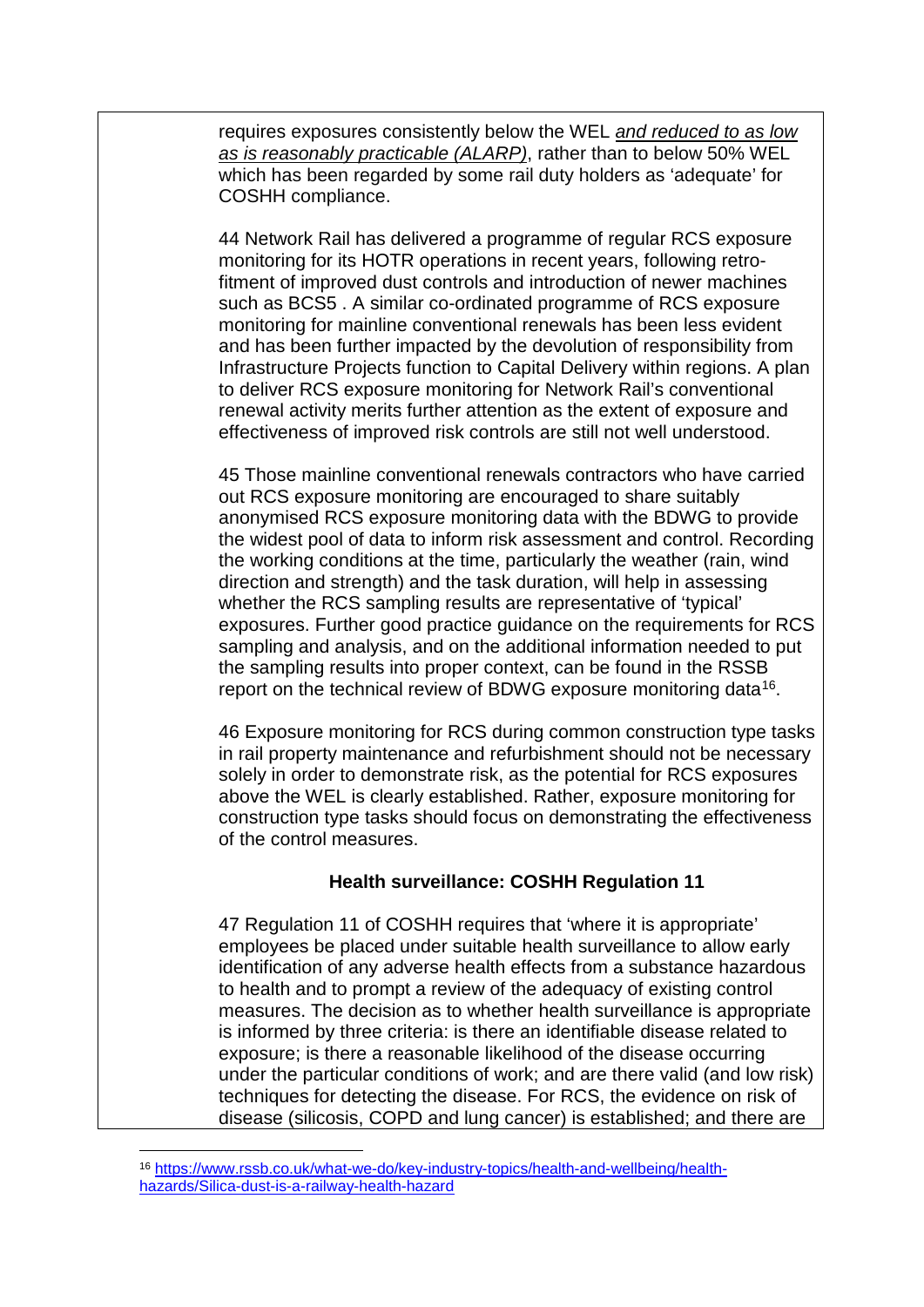requires exposures consistently below the WEL *and reduced to as low as is reasonably practicable (ALARP)*, rather than to below 50% WEL which has been regarded by some rail duty holders as 'adequate' for COSHH compliance.

44 Network Rail has delivered a programme of regular RCS exposure monitoring for its HOTR operations in recent years, following retro-fitment of improved dust controls and introduction of newer machines such as BCS5 . A similar co-ordinated programme of RCS exposure monitoring for mainline conventional renewals has been less evident and has been further impacted by the devolution of responsibility from Infrastructure Projects function to Capital Delivery within regions. A plan to deliver RCS exposure monitoring for Network Rail's conventional renewal activity merits further attention as the extent of exposure and effectiveness of improved risk controls are still not well understood.

45 Those mainline conventional renewals contractors who have carried out RCS exposure monitoring are encouraged to share suitably anonymised RCS exposure monitoring data with the BDWG to provide the widest pool of data to inform risk assessment and control. Recording the working conditions at the time, particularly the weather (rain, wind direction and strength) and the task duration, will help in assessing whether the RCS sampling results are representative of 'typical' exposures. Further good practice guidance on the requirements for RCS sampling and analysis, and on the additional information needed to put the sampling results into proper context, can be found in the RSSB report on the technical review of BDWG exposure monitoring data[16].

46 Exposure monitoring for RCS during common construction type tasks in rail property maintenance and refurbishment should not be necessary solely in order to demonstrate risk, as the potential for RCS exposures above the WEL is clearly established. Rather, exposure monitoring for construction type tasks should focus on demonstrating the effectiveness of the control measures.

### Health surveillance: COSHH Regulation 11

47 Regulation 11 of COSHH requires that 'where it is appropriate' employees be placed under suitable health surveillance to allow early identification of any adverse health effects from a substance hazardous to health and to prompt a review of the adequacy of existing control measures. The decision as to whether health surveillance is appropriate is informed by three criteria: is there an identifiable disease related to exposure; is there a reasonable likelihood of the disease occurring under the particular conditions of work; and are there valid (and low risk) techniques for detecting the disease. For RCS, the evidence on risk of disease (silicosis, COPD and lung cancer) is established; and there are

[16] https://www.rssb.co.uk/what-we-do/key-industry-topics/health-and-wellbeing/health-hazards/Silica-dust-is-a-railway-health-hazard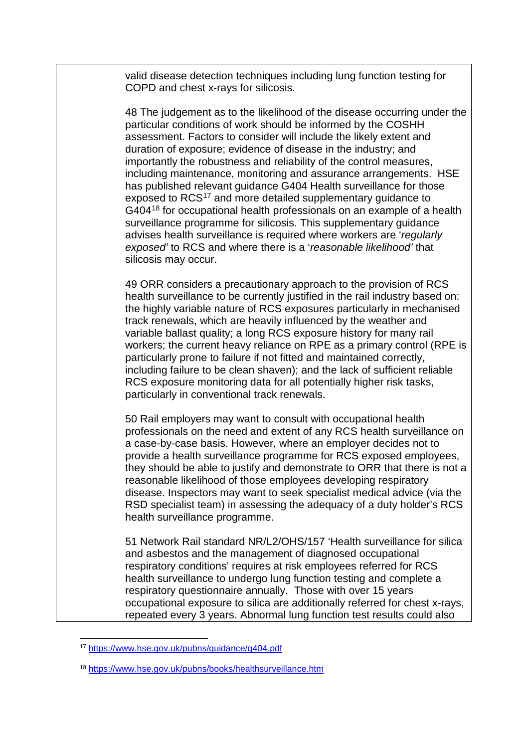valid disease detection techniques including lung function testing for COPD and chest x-rays for silicosis.

48 The judgement as to the likelihood of the disease occurring under the particular conditions of work should be informed by the COSHH assessment. Factors to consider will include the likely extent and duration of exposure; evidence of disease in the industry; and importantly the robustness and reliability of the control measures, including maintenance, monitoring and assurance arrangements. HSE has published relevant guidance G404 Health surveillance for those exposed to RCS[17] and more detailed supplementary guidance to G404[18] for occupational health professionals on an example of a health surveillance programme for silicosis. This supplementary guidance advises health surveillance is required where workers are '*regularly exposed'* to RCS and where there is a '*reasonable likelihood'* that silicosis may occur.

49 ORR considers a precautionary approach to the provision of RCS health surveillance to be currently justified in the rail industry based on: the highly variable nature of RCS exposures particularly in mechanised track renewals, which are heavily influenced by the weather and variable ballast quality; a long RCS exposure history for many rail workers; the current heavy reliance on RPE as a primary control (RPE is particularly prone to failure if not fitted and maintained correctly, including failure to be clean shaven); and the lack of sufficient reliable RCS exposure monitoring data for all potentially higher risk tasks, particularly in conventional track renewals.

50 Rail employers may want to consult with occupational health professionals on the need and extent of any RCS health surveillance on a case-by-case basis. However, where an employer decides not to provide a health surveillance programme for RCS exposed employees, they should be able to justify and demonstrate to ORR that there is not a reasonable likelihood of those employees developing respiratory disease. Inspectors may want to seek specialist medical advice (via the RSD specialist team) in assessing the adequacy of a duty holder's RCS health surveillance programme.

51 Network Rail standard NR/L2/OHS/157 'Health surveillance for silica and asbestos and the management of diagnosed occupational respiratory conditions' requires at risk employees referred for RCS health surveillance to undergo lung function testing and complete a respiratory questionnaire annually. Those with over 15 years occupational exposure to silica are additionally referred for chest x-rays, repeated every 3 years. Abnormal lung function test results could also

---

[17] https://www.hse.gov.uk/pubns/guidance/g404.pdf

[18] https://www.hse.gov.uk/pubns/books/healthsurveillance.htm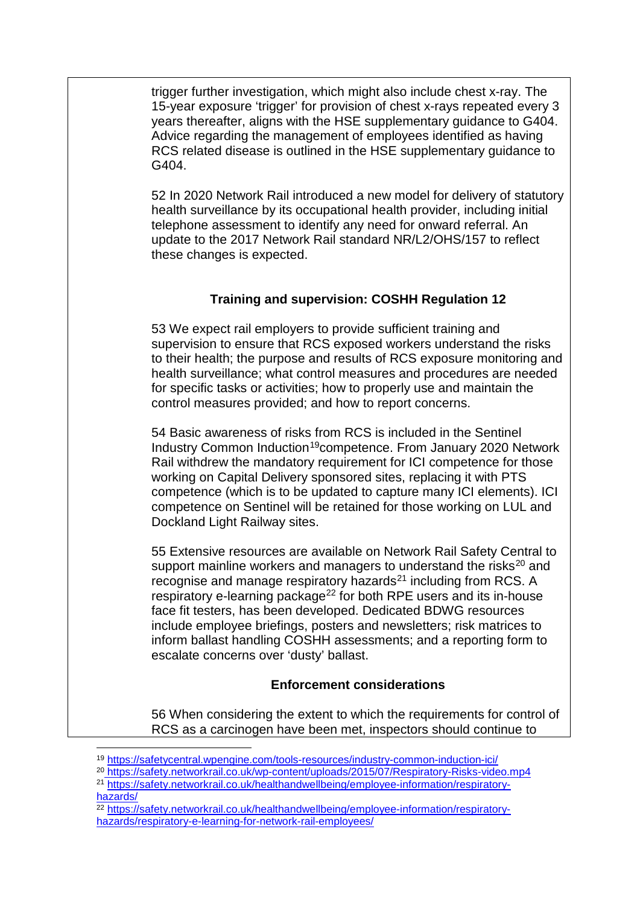trigger further investigation, which might also include chest x-ray. The 15-year exposure 'trigger' for provision of chest x-rays repeated every 3 years thereafter, aligns with the HSE supplementary guidance to G404. Advice regarding the management of employees identified as having RCS related disease is outlined in the HSE supplementary guidance to G404.

52 In 2020 Network Rail introduced a new model for delivery of statutory health surveillance by its occupational health provider, including initial telephone assessment to identify any need for onward referral. An update to the 2017 Network Rail standard NR/L2/OHS/157 to reflect these changes is expected.

### Training and supervision: COSHH Regulation 12

53 We expect rail employers to provide sufficient training and supervision to ensure that RCS exposed workers understand the risks to their health; the purpose and results of RCS exposure monitoring and health surveillance; what control measures and procedures are needed for specific tasks or activities; how to properly use and maintain the control measures provided; and how to report concerns.

54 Basic awareness of risks from RCS is included in the Sentinel Industry Common Induction[19]competence. From January 2020 Network Rail withdrew the mandatory requirement for ICI competence for those working on Capital Delivery sponsored sites, replacing it with PTS competence (which is to be updated to capture many ICI elements). ICI competence on Sentinel will be retained for those working on LUL and Dockland Light Railway sites.

55 Extensive resources are available on Network Rail Safety Central to support mainline workers and managers to understand the risks[20] and recognise and manage respiratory hazards[21] including from RCS. A respiratory e-learning package[22] for both RPE users and its in-house face fit testers, has been developed. Dedicated BDWG resources include employee briefings, posters and newsletters; risk matrices to inform ballast handling COSHH assessments; and a reporting form to escalate concerns over 'dusty' ballast.

### Enforcement considerations

56 When considering the extent to which the requirements for control of RCS as a carcinogen have been met, inspectors should continue to

---

[19] https://safetycentral.wpengine.com/tools-resources/industry-common-induction-ici/

[20] https://safety.networkrail.co.uk/wp-content/uploads/2015/07/Respiratory-Risks-video.mp4

[21] https://safety.networkrail.co.uk/healthandwellbeing/employee-information/respiratory-hazards/

[22] https://safety.networkrail.co.uk/healthandwellbeing/employee-information/respiratory-hazards/respiratory-e-learning-for-network-rail-employees/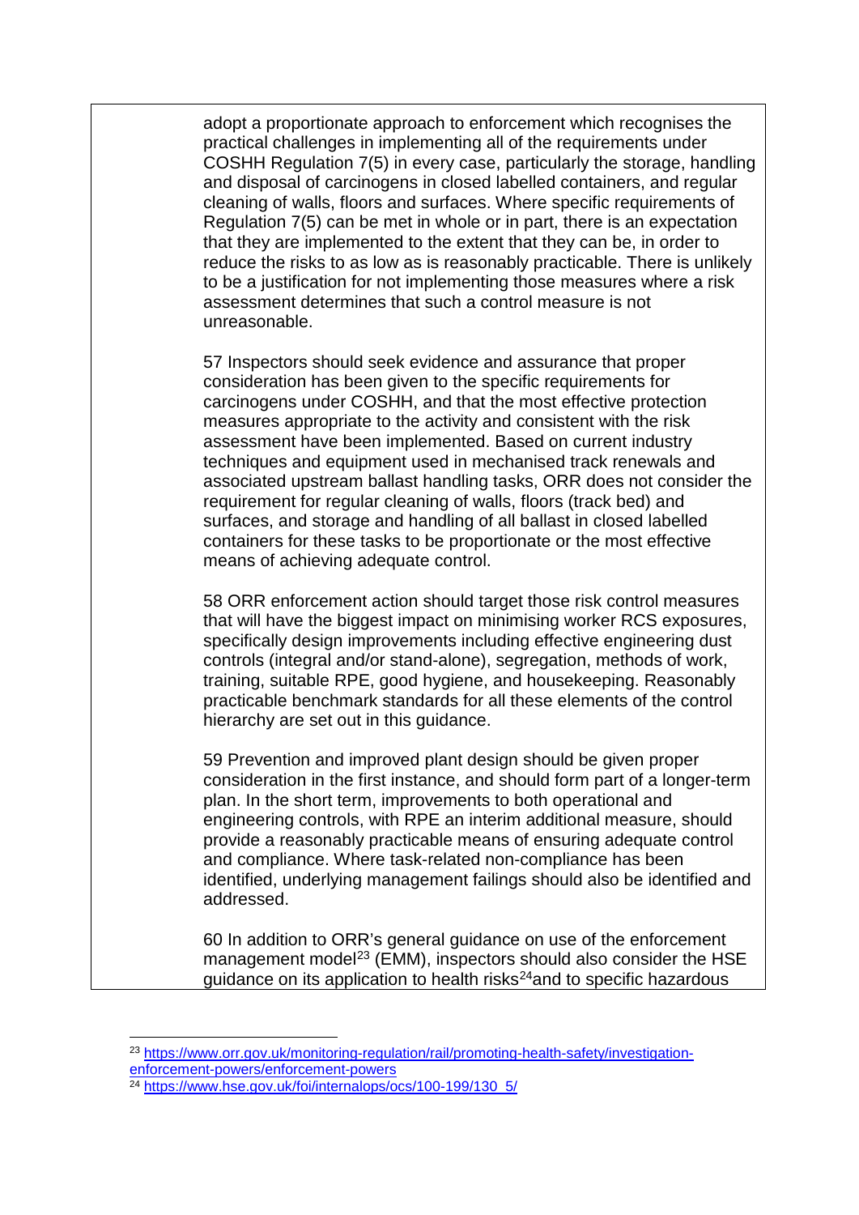adopt a proportionate approach to enforcement which recognises the practical challenges in implementing all of the requirements under COSHH Regulation 7(5) in every case, particularly the storage, handling and disposal of carcinogens in closed labelled containers, and regular cleaning of walls, floors and surfaces. Where specific requirements of Regulation 7(5) can be met in whole or in part, there is an expectation that they are implemented to the extent that they can be, in order to reduce the risks to as low as is reasonably practicable. There is unlikely to be a justification for not implementing those measures where a risk assessment determines that such a control measure is not unreasonable.

57 Inspectors should seek evidence and assurance that proper consideration has been given to the specific requirements for carcinogens under COSHH, and that the most effective protection measures appropriate to the activity and consistent with the risk assessment have been implemented. Based on current industry techniques and equipment used in mechanised track renewals and associated upstream ballast handling tasks, ORR does not consider the requirement for regular cleaning of walls, floors (track bed) and surfaces, and storage and handling of all ballast in closed labelled containers for these tasks to be proportionate or the most effective means of achieving adequate control.

58 ORR enforcement action should target those risk control measures that will have the biggest impact on minimising worker RCS exposures, specifically design improvements including effective engineering dust controls (integral and/or stand-alone), segregation, methods of work, training, suitable RPE, good hygiene, and housekeeping. Reasonably practicable benchmark standards for all these elements of the control hierarchy are set out in this guidance.

59 Prevention and improved plant design should be given proper consideration in the first instance, and should form part of a longer-term plan. In the short term, improvements to both operational and engineering controls, with RPE an interim additional measure, should provide a reasonably practicable means of ensuring adequate control and compliance. Where task-related non-compliance has been identified, underlying management failings should also be identified and addressed.

60 In addition to ORR's general guidance on use of the enforcement management model[23] (EMM), inspectors should also consider the HSE guidance on its application to health risks[24] and to specific hazardous

---

[23] https://www.orr.gov.uk/monitoring-regulation/rail/promoting-health-safety/investigation-enforcement-powers/enforcement-powers

[24] https://www.hse.gov.uk/foi/internalops/ocs/100-199/130_5/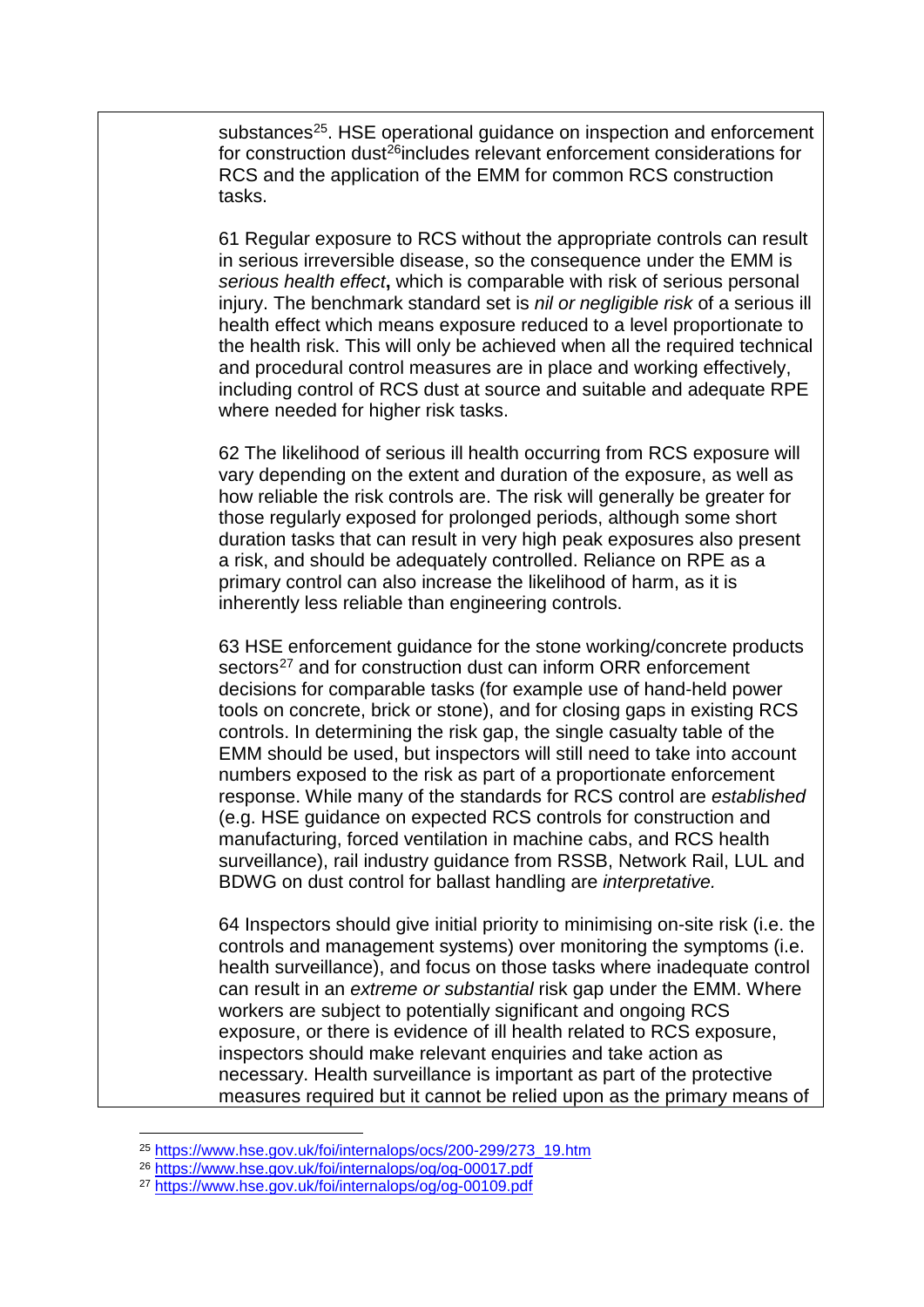substances[25]. HSE operational guidance on inspection and enforcement for construction dust[26]includes relevant enforcement considerations for RCS and the application of the EMM for common RCS construction tasks.

61 Regular exposure to RCS without the appropriate controls can result in serious irreversible disease, so the consequence under the EMM is *serious health effect*, which is comparable with risk of serious personal injury. The benchmark standard set is *nil or negligible risk* of a serious ill health effect which means exposure reduced to a level proportionate to the health risk. This will only be achieved when all the required technical and procedural control measures are in place and working effectively, including control of RCS dust at source and suitable and adequate RPE where needed for higher risk tasks.

62 The likelihood of serious ill health occurring from RCS exposure will vary depending on the extent and duration of the exposure, as well as how reliable the risk controls are. The risk will generally be greater for those regularly exposed for prolonged periods, although some short duration tasks that can result in very high peak exposures also present a risk, and should be adequately controlled. Reliance on RPE as a primary control can also increase the likelihood of harm, as it is inherently less reliable than engineering controls.

63 HSE enforcement guidance for the stone working/concrete products sectors[27] and for construction dust can inform ORR enforcement decisions for comparable tasks (for example use of hand-held power tools on concrete, brick or stone), and for closing gaps in existing RCS controls. In determining the risk gap, the single casualty table of the EMM should be used, but inspectors will still need to take into account numbers exposed to the risk as part of a proportionate enforcement response. While many of the standards for RCS control are *established* (e.g. HSE guidance on expected RCS controls for construction and manufacturing, forced ventilation in machine cabs, and RCS health surveillance), rail industry guidance from RSSB, Network Rail, LUL and BDWG on dust control for ballast handling are *interpretative.*

64 Inspectors should give initial priority to minimising on-site risk (i.e. the controls and management systems) over monitoring the symptoms (i.e. health surveillance), and focus on those tasks where inadequate control can result in an *extreme or substantial* risk gap under the EMM. Where workers are subject to potentially significant and ongoing RCS exposure, or there is evidence of ill health related to RCS exposure, inspectors should make relevant enquiries and take action as necessary. Health surveillance is important as part of the protective measures required but it cannot be relied upon as the primary means of

---

[25] https://www.hse.gov.uk/foi/internalops/ocs/200-299/273_19.htm

[26] https://www.hse.gov.uk/foi/internalops/og/og-00017.pdf

[27] https://www.hse.gov.uk/foi/internalops/og/og-00109.pdf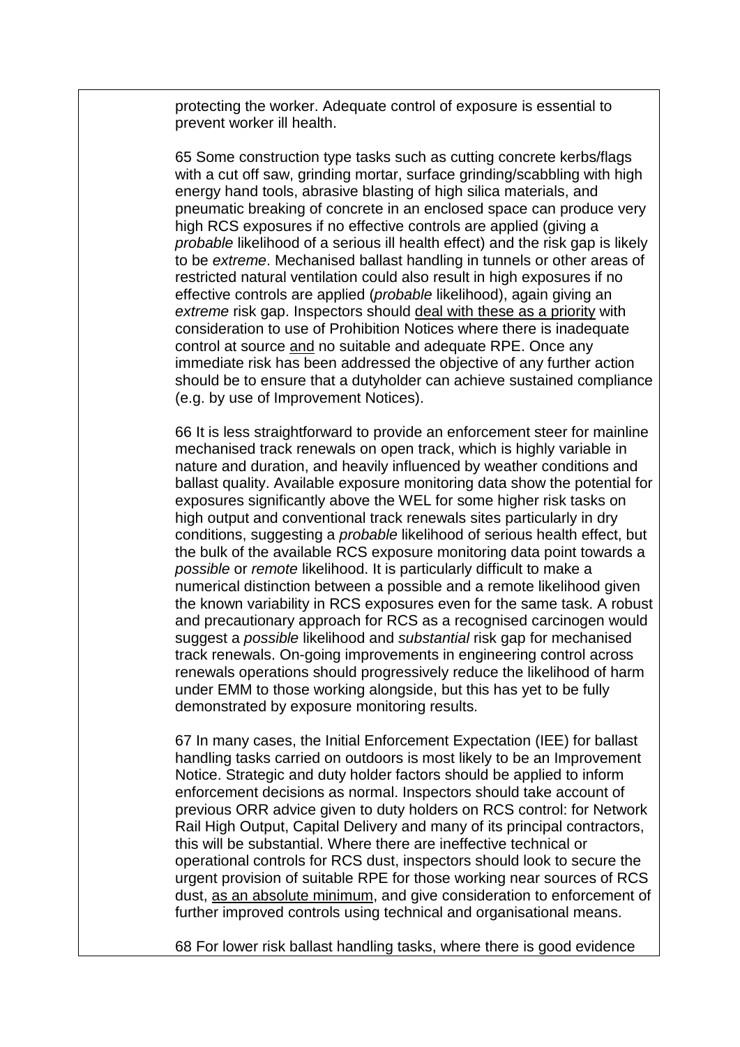protecting the worker. Adequate control of exposure is essential to prevent worker ill health.

65 Some construction type tasks such as cutting concrete kerbs/flags with a cut off saw, grinding mortar, surface grinding/scabbling with high energy hand tools, abrasive blasting of high silica materials, and pneumatic breaking of concrete in an enclosed space can produce very high RCS exposures if no effective controls are applied (giving a *probable* likelihood of a serious ill health effect) and the risk gap is likely to be *extreme*. Mechanised ballast handling in tunnels or other areas of restricted natural ventilation could also result in high exposures if no effective controls are applied (*probable* likelihood), again giving an *extreme* risk gap. Inspectors should <u>deal with these as a priority</u> with consideration to use of Prohibition Notices where there is inadequate control at source <u>and</u> no suitable and adequate RPE. Once any immediate risk has been addressed the objective of any further action should be to ensure that a dutyholder can achieve sustained compliance (e.g. by use of Improvement Notices).

66 It is less straightforward to provide an enforcement steer for mainline mechanised track renewals on open track, which is highly variable in nature and duration, and heavily influenced by weather conditions and ballast quality. Available exposure monitoring data show the potential for exposures significantly above the WEL for some higher risk tasks on high output and conventional track renewals sites particularly in dry conditions, suggesting a *probable* likelihood of serious health effect, but the bulk of the available RCS exposure monitoring data point towards a *possible* or *remote* likelihood. It is particularly difficult to make a numerical distinction between a possible and a remote likelihood given the known variability in RCS exposures even for the same task. A robust and precautionary approach for RCS as a recognised carcinogen would suggest a *possible* likelihood and *substantial* risk gap for mechanised track renewals. On-going improvements in engineering control across renewals operations should progressively reduce the likelihood of harm under EMM to those working alongside, but this has yet to be fully demonstrated by exposure monitoring results.

67 In many cases, the Initial Enforcement Expectation (IEE) for ballast handling tasks carried on outdoors is most likely to be an Improvement Notice. Strategic and duty holder factors should be applied to inform enforcement decisions as normal. Inspectors should take account of previous ORR advice given to duty holders on RCS control: for Network Rail High Output, Capital Delivery and many of its principal contractors, this will be substantial. Where there are ineffective technical or operational controls for RCS dust, inspectors should look to secure the urgent provision of suitable RPE for those working near sources of RCS dust, <u>as an absolute minimum</u>, and give consideration to enforcement of further improved controls using technical and organisational means.

68 For lower risk ballast handling tasks, where there is good evidence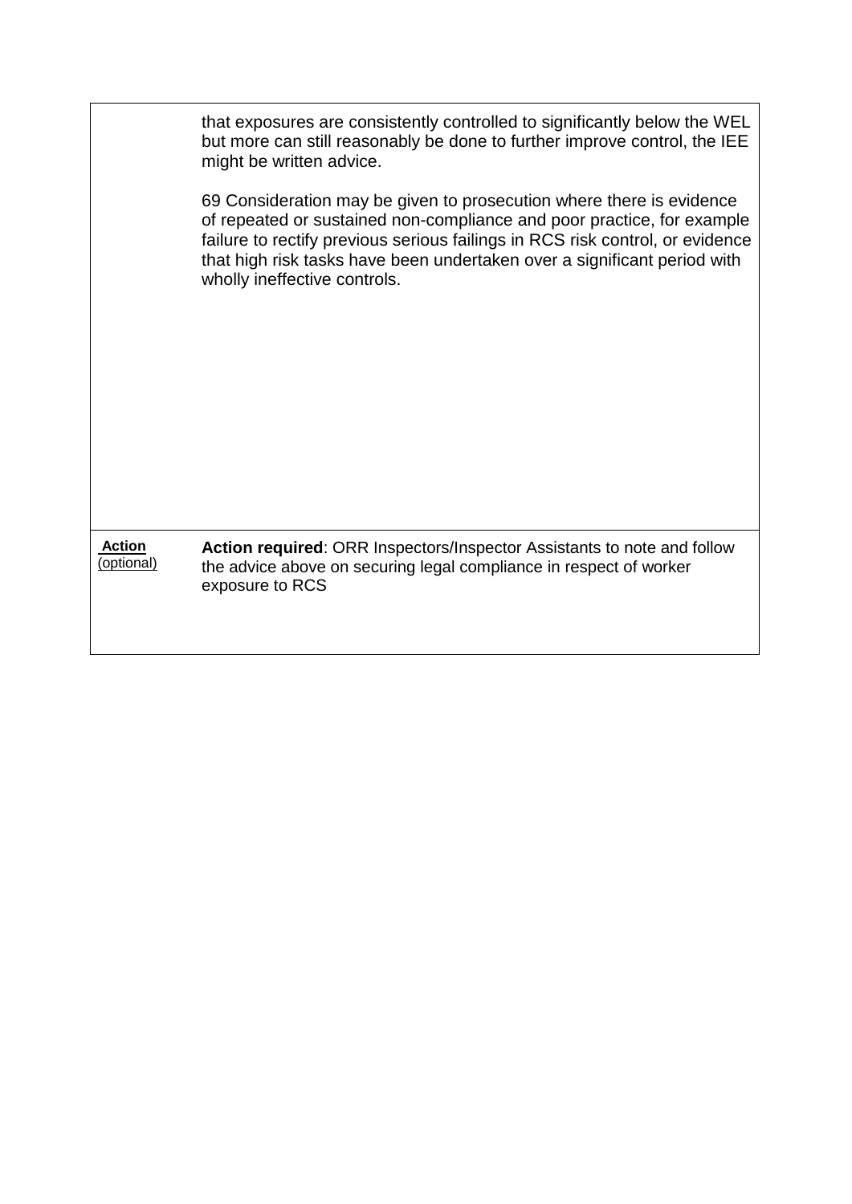| | |
|---|---|
| | that exposures are consistently controlled to significantly below the WEL but more can still reasonably be done to further improve control, the IEE might be written advice.<br><br>69 Consideration may be given to prosecution where there is evidence of repeated or sustained non-compliance and poor practice, for example failure to rectify previous serious failings in RCS risk control, or evidence that high risk tasks have been undertaken over a significant period with wholly ineffective controls. |
| **Action** (optional) | **Action required**: ORR Inspectors/Inspector Assistants to note and follow the advice above on securing legal compliance in respect of worker exposure to RCS |